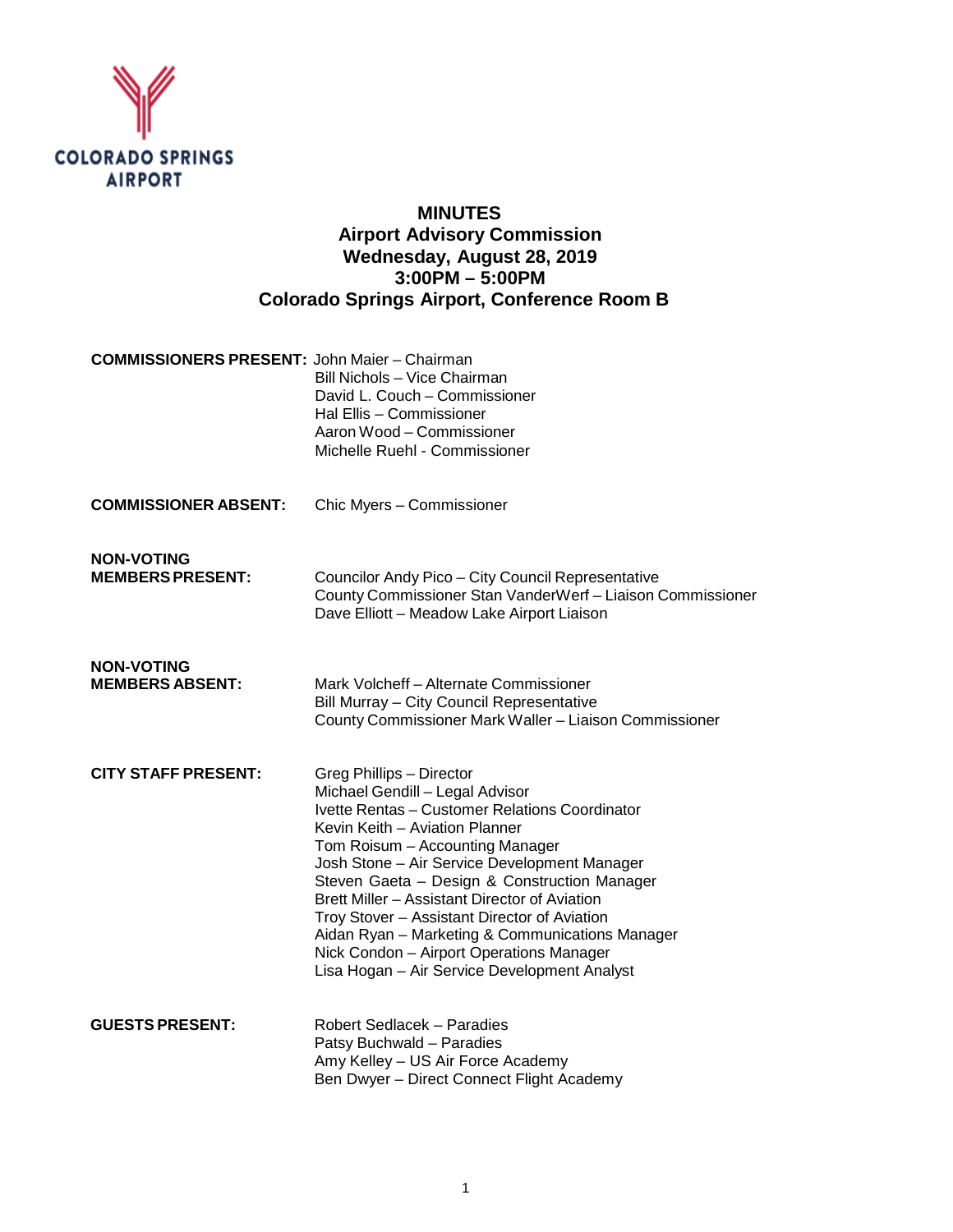COLORADO SPRINGS AIRPORT

# MINUTES
## Airport Advisory Commission
## Wednesday, August 28, 2019
## 3:00PM – 5:00PM
## Colorado Springs Airport, Conference Room B

**COMMISSIONERS PRESENT:** John Maier – Chairman
Bill Nichols – Vice Chairman
David L. Couch – Commissioner
Hal Ellis – Commissioner
Aaron Wood – Commissioner
Michelle Ruehl - Commissioner

**COMMISSIONER ABSENT:** Chic Myers – Commissioner

**NON-VOTING MEMBERS PRESENT:**
Councilor Andy Pico – City Council Representative
County Commissioner Stan VanderWerf – Liaison Commissioner
Dave Elliott – Meadow Lake Airport Liaison

**NON-VOTING MEMBERS ABSENT:**
Mark Volcheff – Alternate Commissioner
Bill Murray – City Council Representative
County Commissioner Mark Waller – Liaison Commissioner

**CITY STAFF PRESENT:**
Greg Phillips – Director
Michael Gendill – Legal Advisor
Ivette Rentas – Customer Relations Coordinator
Kevin Keith – Aviation Planner
Tom Roisum – Accounting Manager
Josh Stone – Air Service Development Manager
Steven Gaeta – Design & Construction Manager
Brett Miller – Assistant Director of Aviation
Troy Stover – Assistant Director of Aviation
Aidan Ryan – Marketing & Communications Manager
Nick Condon – Airport Operations Manager
Lisa Hogan – Air Service Development Analyst

**GUESTS PRESENT:**
Robert Sedlacek – Paradies
Patsy Buchwald – Paradies
Amy Kelley – US Air Force Academy
Ben Dwyer – Direct Connect Flight Academy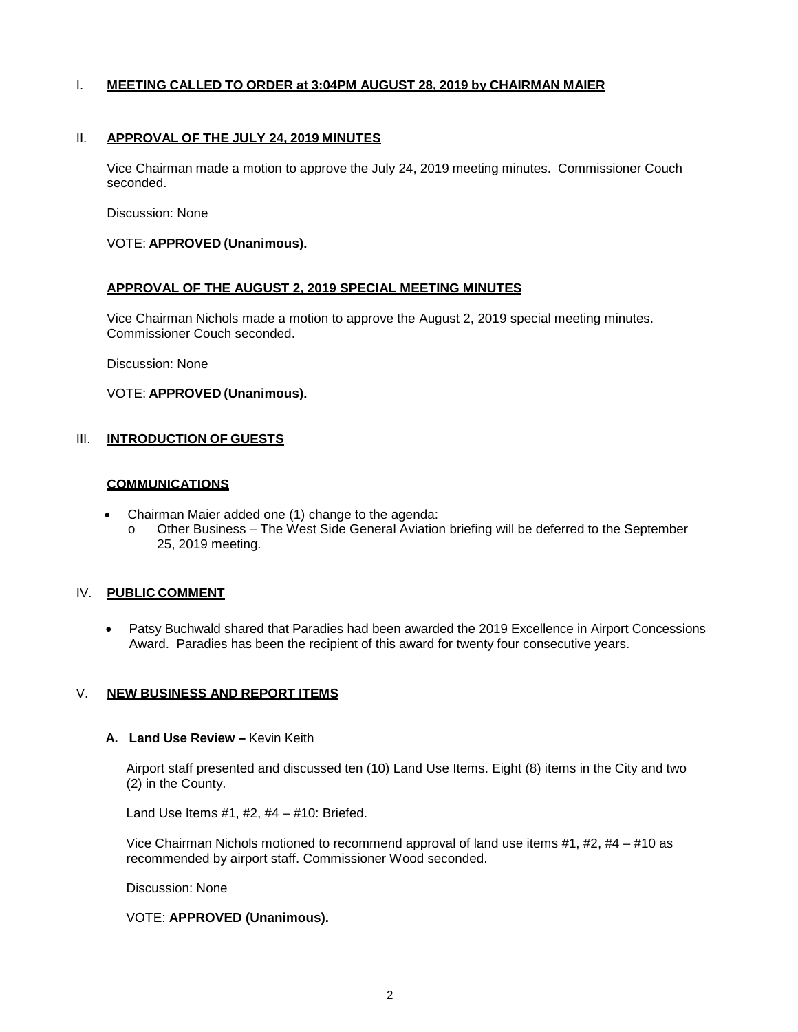## I. MEETING CALLED TO ORDER at 3:04PM AUGUST 28, 2019 by CHAIRMAN MAIER

## II. APPROVAL OF THE JULY 24, 2019 MINUTES

Vice Chairman made a motion to approve the July 24, 2019 meeting minutes. Commissioner Couch seconded.

Discussion: None

VOTE: **APPROVED (Unanimous).**

### APPROVAL OF THE AUGUST 2, 2019 SPECIAL MEETING MINUTES

Vice Chairman Nichols made a motion to approve the August 2, 2019 special meeting minutes. Commissioner Couch seconded.

Discussion: None

VOTE: **APPROVED (Unanimous).**

## III. INTRODUCTION OF GUESTS

### COMMUNICATIONS

- Chairman Maier added one (1) change to the agenda:
  - Other Business – The West Side General Aviation briefing will be deferred to the September 25, 2019 meeting.

## IV. PUBLIC COMMENT

- Patsy Buchwald shared that Paradies had been awarded the 2019 Excellence in Airport Concessions Award. Paradies has been the recipient of this award for twenty four consecutive years.

## V. NEW BUSINESS AND REPORT ITEMS

### A. Land Use Review – Kevin Keith

Airport staff presented and discussed ten (10) Land Use Items. Eight (8) items in the City and two (2) in the County.

Land Use Items #1, #2, #4 – #10: Briefed.

Vice Chairman Nichols motioned to recommend approval of land use items #1, #2, #4 – #10 as recommended by airport staff. Commissioner Wood seconded.

Discussion: None

VOTE: **APPROVED (Unanimous).**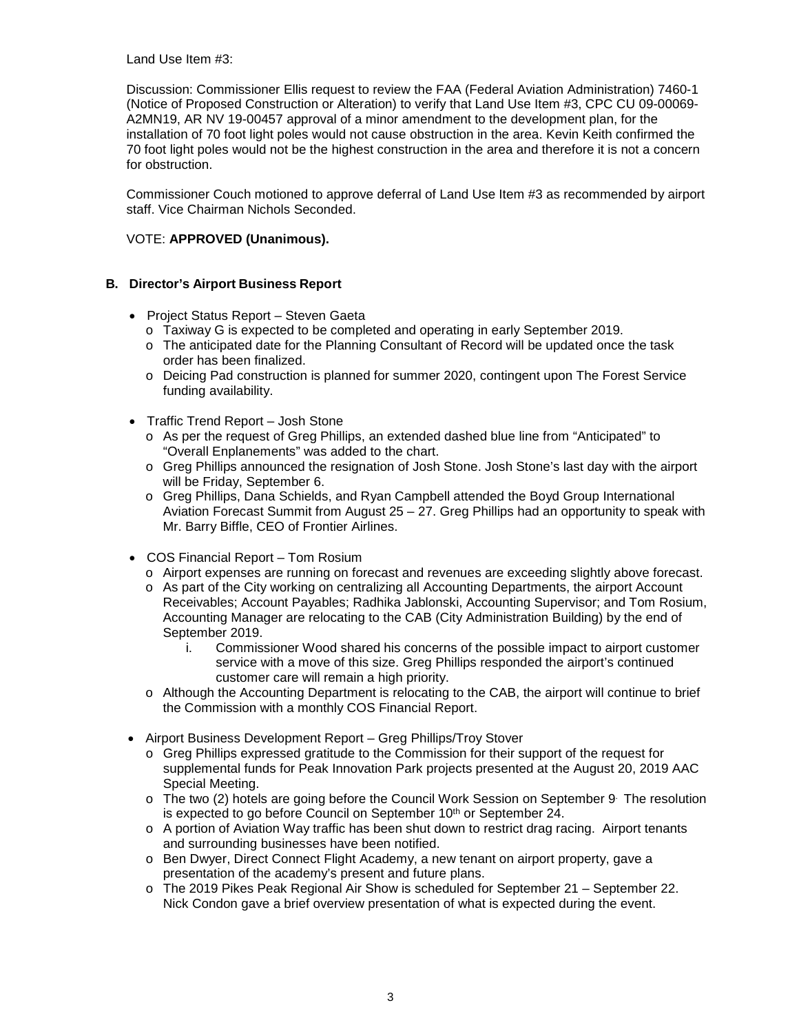Land Use Item #3:

Discussion: Commissioner Ellis request to review the FAA (Federal Aviation Administration) 7460-1 (Notice of Proposed Construction or Alteration) to verify that Land Use Item #3, CPC CU 09-00069-A2MN19, AR NV 19-00457 approval of a minor amendment to the development plan, for the installation of 70 foot light poles would not cause obstruction in the area. Kevin Keith confirmed the 70 foot light poles would not be the highest construction in the area and therefore it is not a concern for obstruction.

Commissioner Couch motioned to approve deferral of Land Use Item #3 as recommended by airport staff. Vice Chairman Nichols Seconded.

VOTE: **APPROVED (Unanimous).**

**B. Director's Airport Business Report**

- Project Status Report – Steven Gaeta
  - Taxiway G is expected to be completed and operating in early September 2019.
  - The anticipated date for the Planning Consultant of Record will be updated once the task order has been finalized.
  - Deicing Pad construction is planned for summer 2020, contingent upon The Forest Service funding availability.
- Traffic Trend Report – Josh Stone
  - As per the request of Greg Phillips, an extended dashed blue line from "Anticipated" to "Overall Enplanements" was added to the chart.
  - Greg Phillips announced the resignation of Josh Stone. Josh Stone's last day with the airport will be Friday, September 6.
  - Greg Phillips, Dana Schields, and Ryan Campbell attended the Boyd Group International Aviation Forecast Summit from August 25 – 27. Greg Phillips had an opportunity to speak with Mr. Barry Biffle, CEO of Frontier Airlines.
- COS Financial Report – Tom Rosium
  - Airport expenses are running on forecast and revenues are exceeding slightly above forecast.
  - As part of the City working on centralizing all Accounting Departments, the airport Account Receivables; Account Payables; Radhika Jablonski, Accounting Supervisor; and Tom Rosium, Accounting Manager are relocating to the CAB (City Administration Building) by the end of September 2019.
    1. Commissioner Wood shared his concerns of the possible impact to airport customer service with a move of this size. Greg Phillips responded the airport's continued customer care will remain a high priority.
  - Although the Accounting Department is relocating to the CAB, the airport will continue to brief the Commission with a monthly COS Financial Report.
- Airport Business Development Report – Greg Phillips/Troy Stover
  - Greg Phillips expressed gratitude to the Commission for their support of the request for supplemental funds for Peak Innovation Park projects presented at the August 20, 2019 AAC Special Meeting.
  - The two (2) hotels are going before the Council Work Session on September 9. The resolution is expected to go before Council on September 10th or September 24.
  - A portion of Aviation Way traffic has been shut down to restrict drag racing. Airport tenants and surrounding businesses have been notified.
  - Ben Dwyer, Direct Connect Flight Academy, a new tenant on airport property, gave a presentation of the academy's present and future plans.
  - The 2019 Pikes Peak Regional Air Show is scheduled for September 21 – September 22. Nick Condon gave a brief overview presentation of what is expected during the event.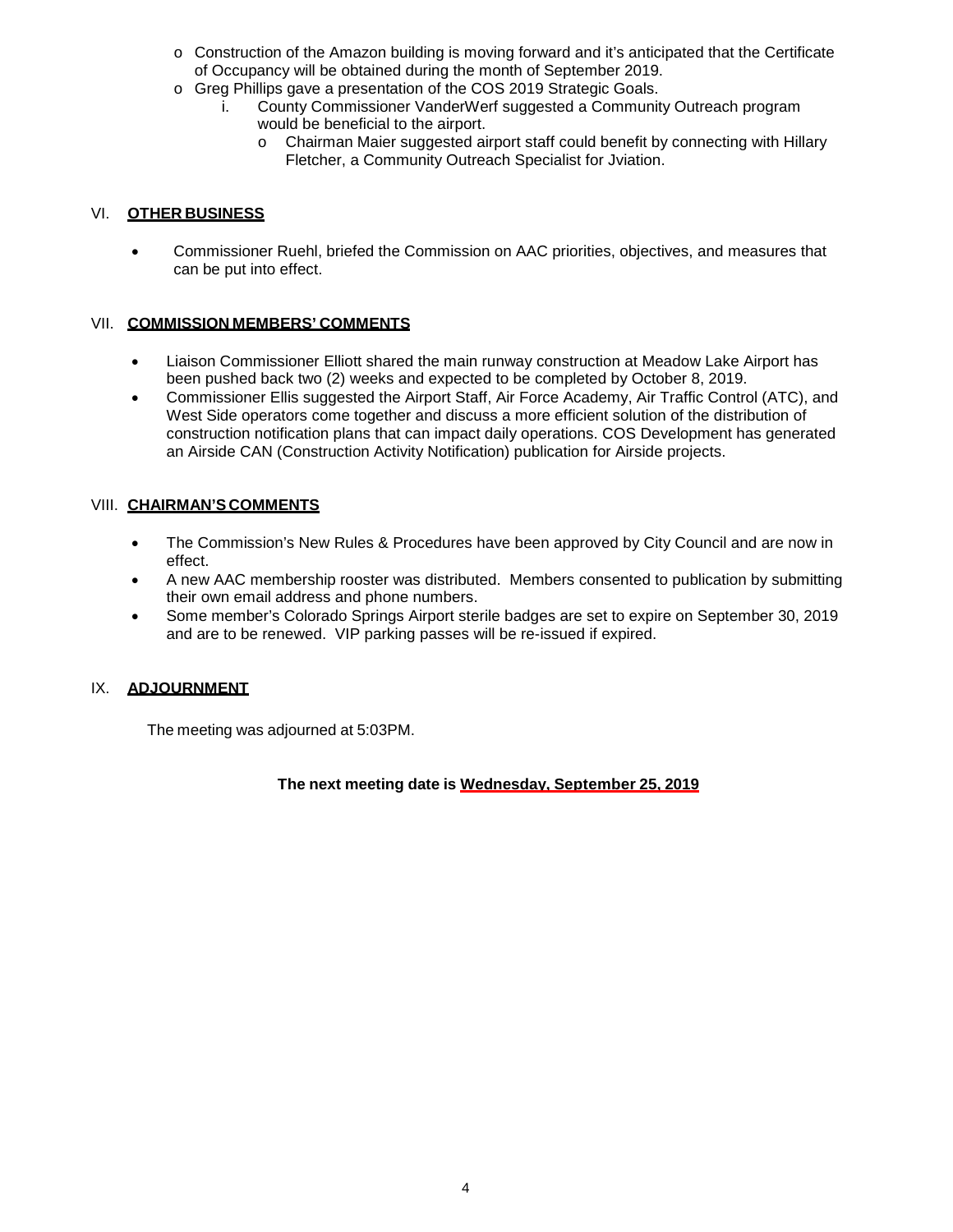- Construction of the Amazon building is moving forward and it's anticipated that the Certificate of Occupancy will be obtained during the month of September 2019.
- Greg Phillips gave a presentation of the COS 2019 Strategic Goals.
  i. County Commissioner VanderWerf suggested a Community Outreach program would be beneficial to the airport.
     - Chairman Maier suggested airport staff could benefit by connecting with Hillary Fletcher, a Community Outreach Specialist for Jviation.

## VI. **OTHER BUSINESS**

- Commissioner Ruehl, briefed the Commission on AAC priorities, objectives, and measures that can be put into effect.

## VII. **COMMISSION MEMBERS' COMMENTS**

- Liaison Commissioner Elliott shared the main runway construction at Meadow Lake Airport has been pushed back two (2) weeks and expected to be completed by October 8, 2019.
- Commissioner Ellis suggested the Airport Staff, Air Force Academy, Air Traffic Control (ATC), and West Side operators come together and discuss a more efficient solution of the distribution of construction notification plans that can impact daily operations. COS Development has generated an Airside CAN (Construction Activity Notification) publication for Airside projects.

## VIII. **CHAIRMAN'S COMMENTS**

- The Commission's New Rules & Procedures have been approved by City Council and are now in effect.
- A new AAC membership rooster was distributed. Members consented to publication by submitting their own email address and phone numbers.
- Some member's Colorado Springs Airport sterile badges are set to expire on September 30, 2019 and are to be renewed. VIP parking passes will be re-issued if expired.

## IX. **ADJOURNMENT**

The meeting was adjourned at 5:03PM.

**The next meeting date is Wednesday, September 25, 2019**